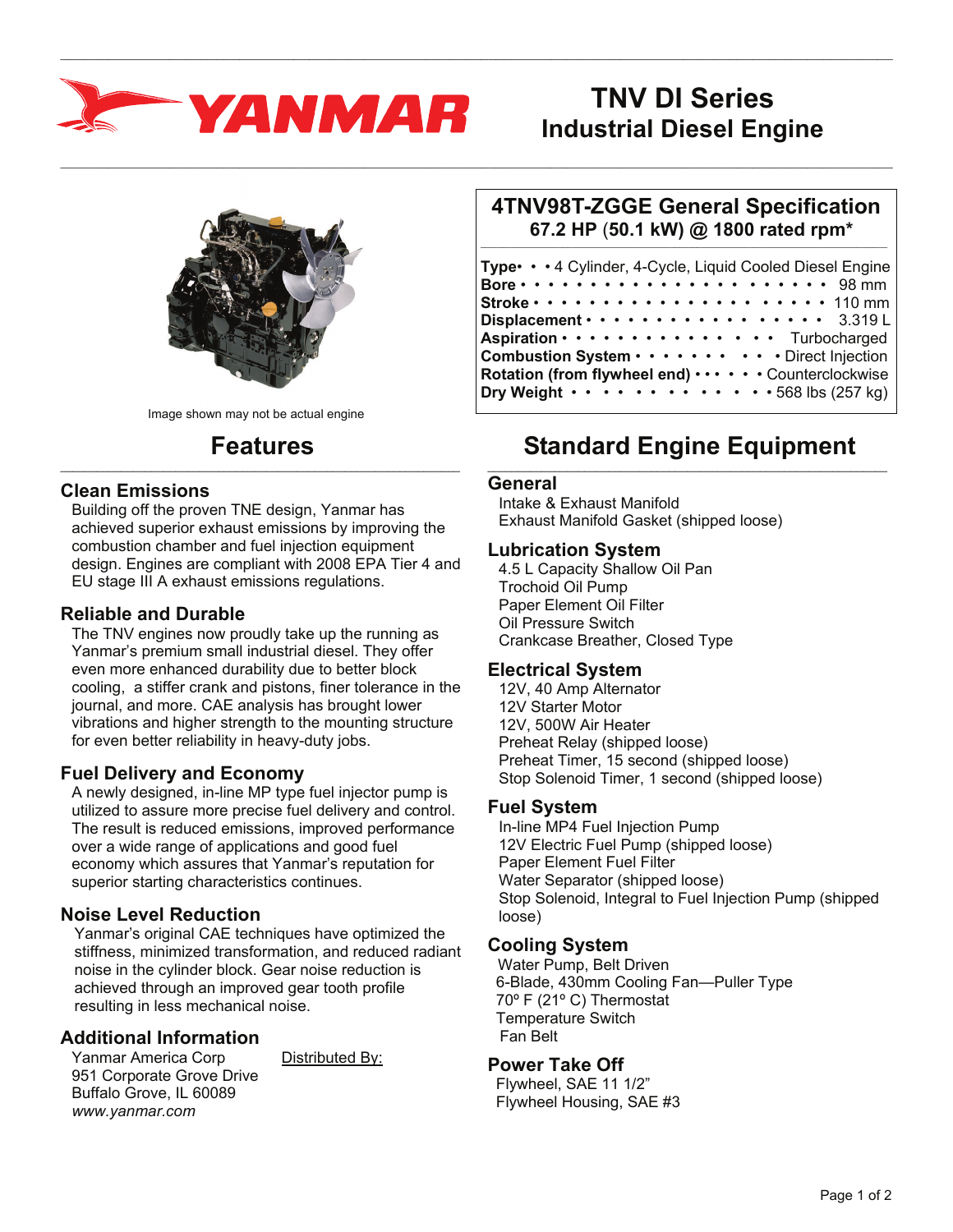# TNV DI Series
# Industrial Diesel Engine

Image shown may not be actual engine

## 4TNV98T-ZGGE General Specification
**67.2 HP (50.1 kW) @ 1800 rated rpm***

| Specification | Value |
| --- | --- |
| **Type** | 4 Cylinder, 4-Cycle, Liquid Cooled Diesel Engine |
| **Bore** | 98 mm |
| **Stroke** | 110 mm |
| **Displacement** | 3.319 L |
| **Aspiration** | Turbocharged |
| **Combustion System** | Direct Injection |
| **Rotation (from flywheel end)** | Counterclockwise |
| **Dry Weight** | 568 lbs (257 kg) |

## Features

### Clean Emissions
Building off the proven TNE design, Yanmar has achieved superior exhaust emissions by improving the combustion chamber and fuel injection equipment design. Engines are compliant with 2008 EPA Tier 4 and EU stage III A exhaust emissions regulations.

### Reliable and Durable
The TNV engines now proudly take up the running as Yanmar's premium small industrial diesel. They offer even more enhanced durability due to better block cooling, a stiffer crank and pistons, finer tolerance in the journal, and more. CAE analysis has brought lower vibrations and higher strength to the mounting structure for even better reliability in heavy-duty jobs.

### Fuel Delivery and Economy
A newly designed, in-line MP type fuel injector pump is utilized to assure more precise fuel delivery and control. The result is reduced emissions, improved performance over a wide range of applications and good fuel economy which assures that Yanmar's reputation for superior starting characteristics continues.

### Noise Level Reduction
Yanmar's original CAE techniques have optimized the stiffness, minimized transformation, and reduced radiant noise in the cylinder block. Gear noise reduction is achieved through an improved gear tooth profile resulting in less mechanical noise.

### Additional Information
Yanmar America Corp
951 Corporate Grove Drive
Buffalo Grove, IL 60089
*www.yanmar.com*

Distributed By:

## Standard Engine Equipment

### General
- Intake & Exhaust Manifold
- Exhaust Manifold Gasket (shipped loose)

### Lubrication System
- 4.5 L Capacity Shallow Oil Pan
- Trochoid Oil Pump
- Paper Element Oil Filter
- Oil Pressure Switch
- Crankcase Breather, Closed Type

### Electrical System
- 12V, 40 Amp Alternator
- 12V Starter Motor
- 12V, 500W Air Heater
- Preheat Relay (shipped loose)
- Preheat Timer, 15 second (shipped loose)
- Stop Solenoid Timer, 1 second (shipped loose)

### Fuel System
- In-line MP4 Fuel Injection Pump
- 12V Electric Fuel Pump (shipped loose)
- Paper Element Fuel Filter
- Water Separator (shipped loose)
- Stop Solenoid, Integral to Fuel Injection Pump (shipped loose)

### Cooling System
- Water Pump, Belt Driven
- 6-Blade, 430mm Cooling Fan—Puller Type
- 70º F (21º C) Thermostat
- Temperature Switch
- Fan Belt

### Power Take Off
- Flywheel, SAE 11 1/2"
- Flywheel Housing, SAE #3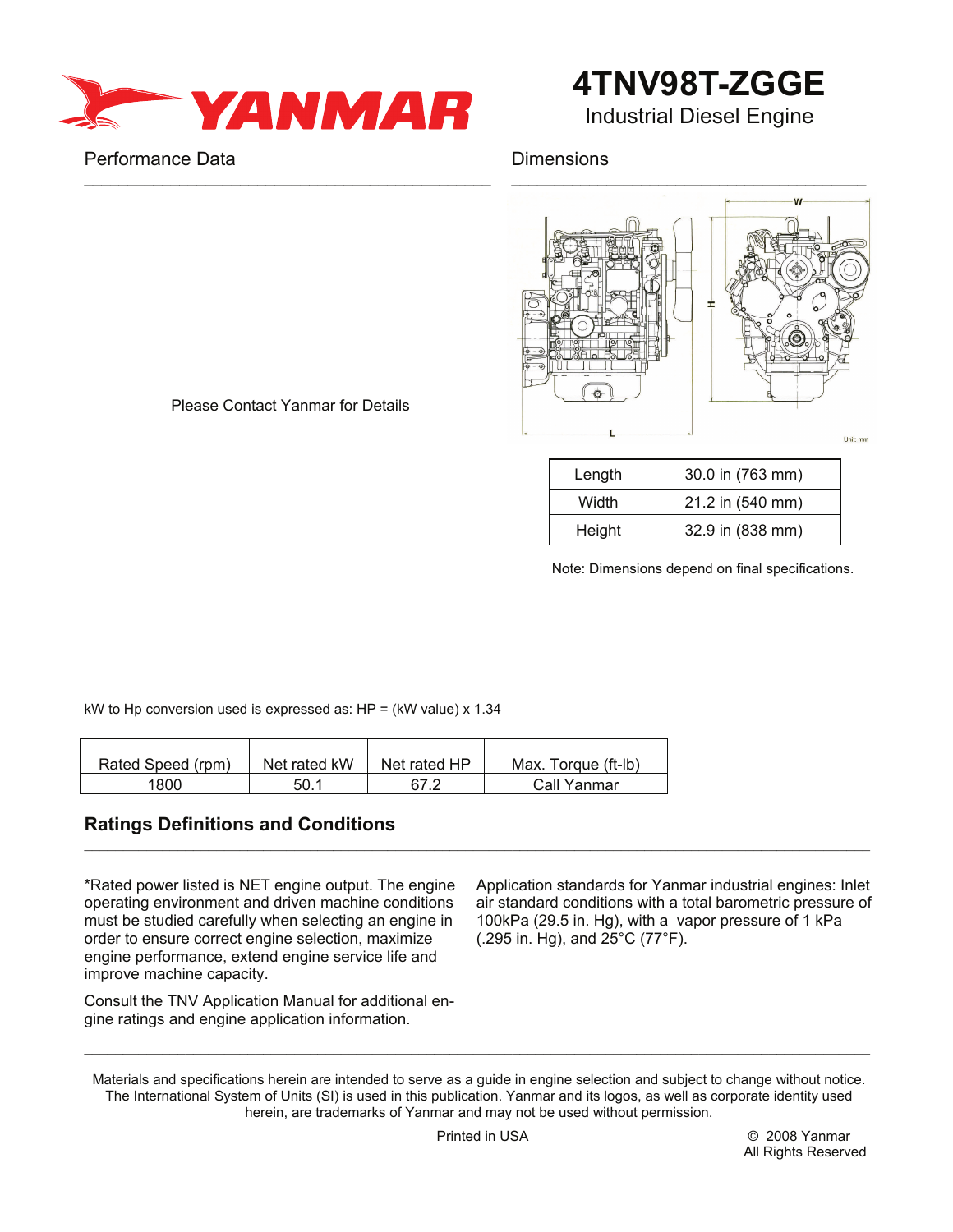# 4TNV98T-ZGGE

Industrial Diesel Engine

## Performance Data

Please Contact Yanmar for Details

## Dimensions

W

H

L

Unit: mm

| | |
|---|---|
| Length | 30.0 in (763 mm) |
| Width | 21.2 in (540 mm) |
| Height | 32.9 in (838 mm) |

Note: Dimensions depend on final specifications.

kW to Hp conversion used is expressed as: HP = (kW value) x 1.34

| Rated Speed (rpm) | Net rated kW | Net rated HP | Max. Torque (ft-lb) |
|---|---|---|---|
| 1800 | 50.1 | 67.2 | Call Yanmar |

## Ratings Definitions and Conditions

*Rated power listed is NET engine output. The engine operating environment and driven machine conditions must be studied carefully when selecting an engine in order to ensure correct engine selection, maximize engine performance, extend engine service life and improve machine capacity.

Consult the TNV Application Manual for additional engine ratings and engine application information.

Application standards for Yanmar industrial engines: Inlet air standard conditions with a total barometric pressure of 100kPa (29.5 in. Hg), with a vapor pressure of 1 kPa (.295 in. Hg), and 25°C (77°F).

Materials and specifications herein are intended to serve as a guide in engine selection and subject to change without notice. The International System of Units (SI) is used in this publication. Yanmar and its logos, as well as corporate identity used herein, are trademarks of Yanmar and may not be used without permission.

Printed in USA

© 2008 Yanmar
All Rights Reserved